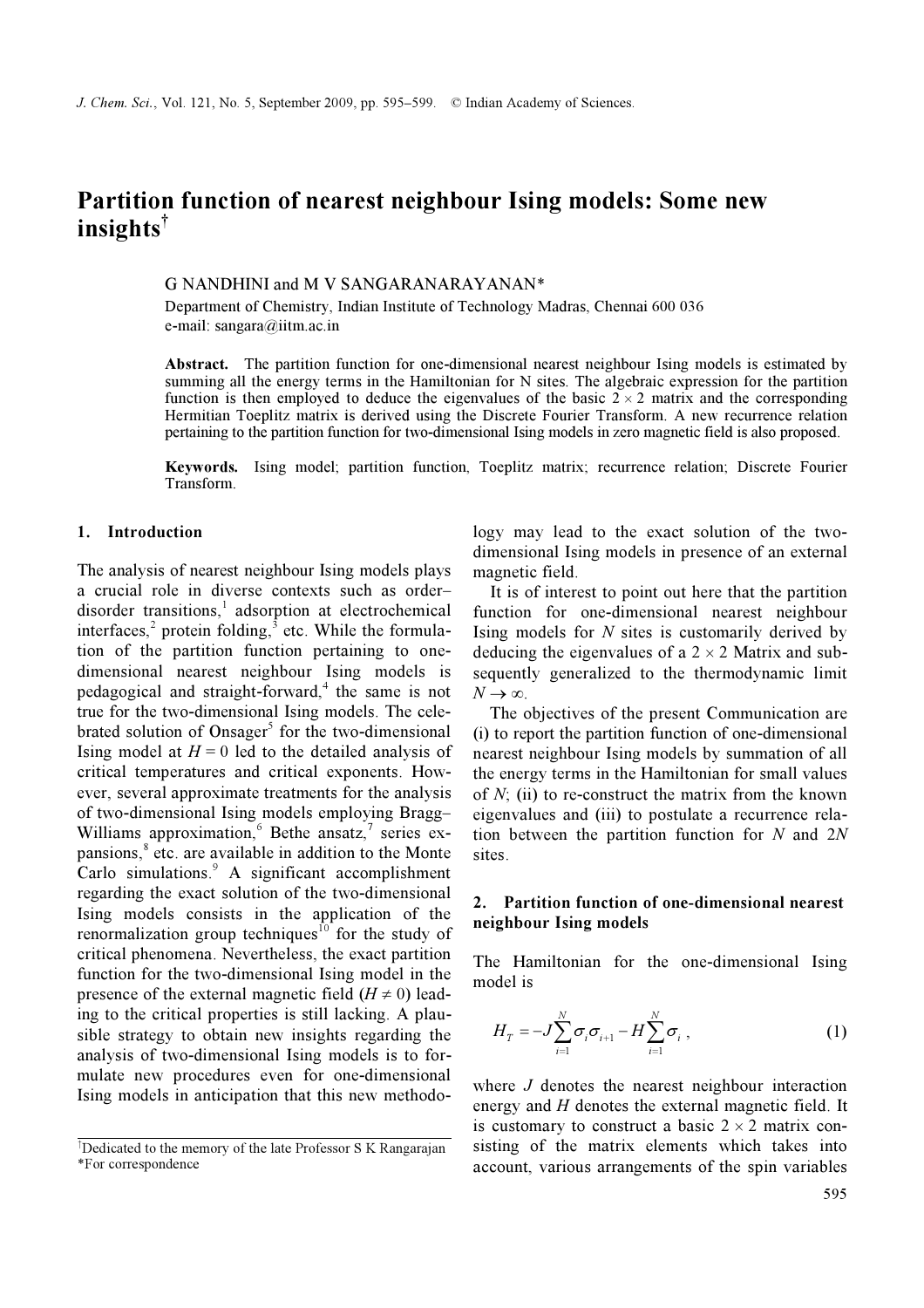# Partition function of nearest neighbour Ising models: Some new insights[†]

G NANDHINI and M V SANGARANARAYANAN*

Department of Chemistry, Indian Institute of Technology Madras, Chennai 600 036
e-mail: sangara@iitm.ac.in

**Abstract.** The partition function for one-dimensional nearest neighbour Ising models is estimated by summing all the energy terms in the Hamiltonian for N sites. The algebraic expression for the partition function is then employed to deduce the eigenvalues of the basic $2 \times 2$ matrix and the corresponding Hermitian Toeplitz matrix is derived using the Discrete Fourier Transform. A new recurrence relation pertaining to the partition function for two-dimensional Ising models in zero magnetic field is also proposed.

**Keywords.** Ising model; partition function, Toeplitz matrix; recurrence relation; Discrete Fourier Transform.

## 1. Introduction

The analysis of nearest neighbour Ising models plays a crucial role in diverse contexts such as order–disorder transitions,[1] adsorption at electrochemical interfaces,[2] protein folding,[3] etc. While the formulation of the partition function pertaining to one-dimensional nearest neighbour Ising models is pedagogical and straight-forward,[4] the same is not true for the two-dimensional Ising models. The celebrated solution of Onsager[5] for the two-dimensional Ising model at $H = 0$ led to the detailed analysis of critical temperatures and critical exponents. However, several approximate treatments for the analysis of two-dimensional Ising models employing Bragg–Williams approximation,[6] Bethe ansatz,[7] series expansions,[8] etc. are available in addition to the Monte Carlo simulations.[9] A significant accomplishment regarding the exact solution of the two-dimensional Ising models consists in the application of the renormalization group techniques[10] for the study of critical phenomena. Nevertheless, the exact partition function for the two-dimensional Ising model in the presence of the external magnetic field ($H \neq 0$) leading to the critical properties is still lacking. A plausible strategy to obtain new insights regarding the analysis of two-dimensional Ising models is to formulate new procedures even for one-dimensional Ising models in anticipation that this new methodology may lead to the exact solution of the two-dimensional Ising models in presence of an external magnetic field.

It is of interest to point out here that the partition function for one-dimensional nearest neighbour Ising models for $N$ sites is customarily derived by deducing the eigenvalues of a $2 \times 2$ Matrix and subsequently generalized to the thermodynamic limit $N \to \infty$.

The objectives of the present Communication are (i) to report the partition function of one-dimensional nearest neighbour Ising models by summation of all the energy terms in the Hamiltonian for small values of $N$; (ii) to re-construct the matrix from the known eigenvalues and (iii) to postulate a recurrence relation between the partition function for $N$ and $2N$ sites.

## 2. Partition function of one-dimensional nearest neighbour Ising models

The Hamiltonian for the one-dimensional Ising model is

$$H_T = -J\sum_{i=1}^{N}\sigma_i\sigma_{i+1} - H\sum_{i=1}^{N}\sigma_i\,, \tag{1}$$

where $J$ denotes the nearest neighbour interaction energy and $H$ denotes the external magnetic field. It is customary to construct a basic $2 \times 2$ matrix consisting of the matrix elements which takes into account, various arrangements of the spin variables

[†]Dedicated to the memory of the late Professor S K Rangarajan

*For correspondence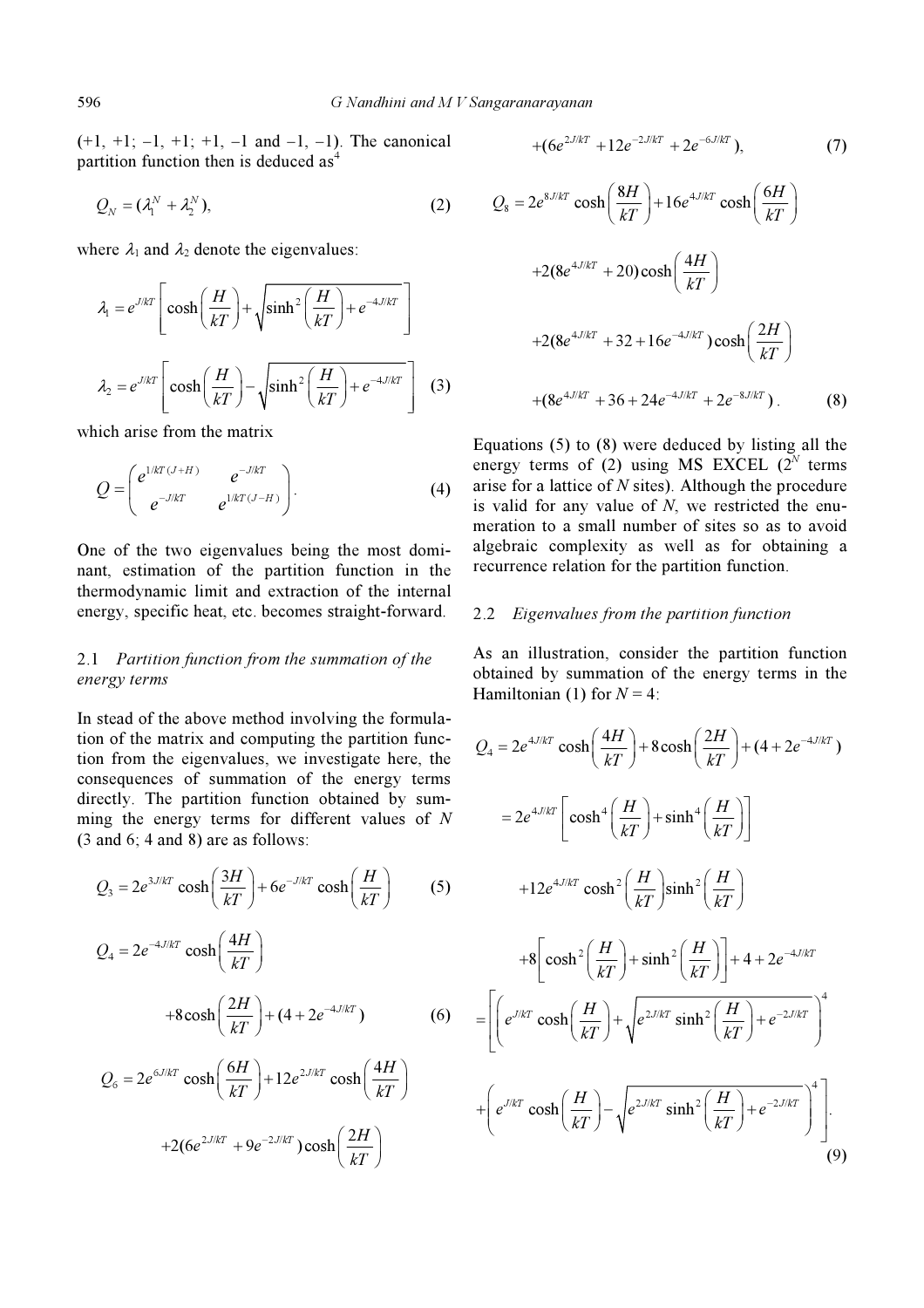(+1, +1; −1, +1; +1, −1 and −1, −1). The canonical partition function then is deduced as[4]

$$Q_N = (\lambda_1^N + \lambda_2^N), \tag{2}$$

where $\lambda_1$ and $\lambda_2$ denote the eigenvalues:

$$\lambda_1 = e^{J/kT}\left[\cosh\left(\frac{H}{kT}\right) + \sqrt{\sinh^2\left(\frac{H}{kT}\right) + e^{-4J/kT}}\right]$$

$$\lambda_2 = e^{J/kT}\left[\cosh\left(\frac{H}{kT}\right) - \sqrt{\sinh^2\left(\frac{H}{kT}\right) + e^{-4J/kT}}\right] \tag{3}$$

which arise from the matrix

$$Q = \begin{pmatrix} e^{1/kT\,(J+H)} & e^{-J/kT} \\ e^{-J/kT} & e^{1/kT\,(J-H)} \end{pmatrix}. \tag{4}$$

One of the two eigenvalues being the most dominant, estimation of the partition function in the thermodynamic limit and extraction of the internal energy, specific heat, etc. becomes straight-forward.

### 2.1 *Partition function from the summation of the energy terms*

In stead of the above method involving the formulation of the matrix and computing the partition function from the eigenvalues, we investigate here, the consequences of summation of the energy terms directly. The partition function obtained by summing the energy terms for different values of $N$ (3 and 6; 4 and 8) are as follows:

$$Q_3 = 2e^{3J/kT}\cosh\left(\frac{3H}{kT}\right) + 6e^{-J/kT}\cosh\left(\frac{H}{kT}\right) \tag{5}$$

$$Q_4 = 2e^{-4J/kT}\cosh\left(\frac{4H}{kT}\right) + 8\cosh\left(\frac{2H}{kT}\right) + (4 + 2e^{-4J/kT}) \tag{6}$$

$$Q_6 = 2e^{6J/kT}\cosh\left(\frac{6H}{kT}\right) + 12e^{2J/kT}\cosh\left(\frac{4H}{kT}\right) + 2(6e^{2J/kT} + 9e^{-2J/kT})\cosh\left(\frac{2H}{kT}\right) + (6e^{2J/kT} + 12e^{-2J/kT} + 2e^{-6J/kT}), \tag{7}$$

$$Q_8 = 2e^{8J/kT}\cosh\left(\frac{8H}{kT}\right) + 16e^{4J/kT}\cosh\left(\frac{6H}{kT}\right) + 2(8e^{4J/kT} + 20)\cosh\left(\frac{4H}{kT}\right) + 2(8e^{4J/kT} + 32 + 16e^{-4J/kT})\cosh\left(\frac{2H}{kT}\right) + (8e^{4J/kT} + 36 + 24e^{-4J/kT} + 2e^{-8J/kT}). \tag{8}$$

Equations (5) to (8) were deduced by listing all the energy terms of (2) using MS EXCEL ($2^N$ terms arise for a lattice of $N$ sites). Although the procedure is valid for any value of $N$, we restricted the enumeration to a small number of sites so as to avoid algebraic complexity as well as for obtaining a recurrence relation for the partition function.

### 2.2 *Eigenvalues from the partition function*

As an illustration, consider the partition function obtained by summation of the energy terms in the Hamiltonian (1) for $N = 4$:

$$Q_4 = 2e^{4J/kT}\cosh\left(\frac{4H}{kT}\right) + 8\cosh\left(\frac{2H}{kT}\right) + (4 + 2e^{-4J/kT})$$

$$= 2e^{4J/kT}\left[\cosh^4\left(\frac{H}{kT}\right) + \sinh^4\left(\frac{H}{kT}\right)\right] + 12e^{4J/kT}\cosh^2\left(\frac{H}{kT}\right)\sinh^2\left(\frac{H}{kT}\right) + 8\left[\cosh^2\left(\frac{H}{kT}\right) + \sinh^2\left(\frac{H}{kT}\right)\right] + 4 + 2e^{-4J/kT}$$

$$= \left[\left(e^{J/kT}\cosh\left(\frac{H}{kT}\right) + \sqrt{e^{2J/kT}\sinh^2\left(\frac{H}{kT}\right) + e^{-2J/kT}}\right)^4 + \left(e^{J/kT}\cosh\left(\frac{H}{kT}\right) - \sqrt{e^{2J/kT}\sinh^2\left(\frac{H}{kT}\right) + e^{-2J/kT}}\right)^4\right]. \tag{9}$$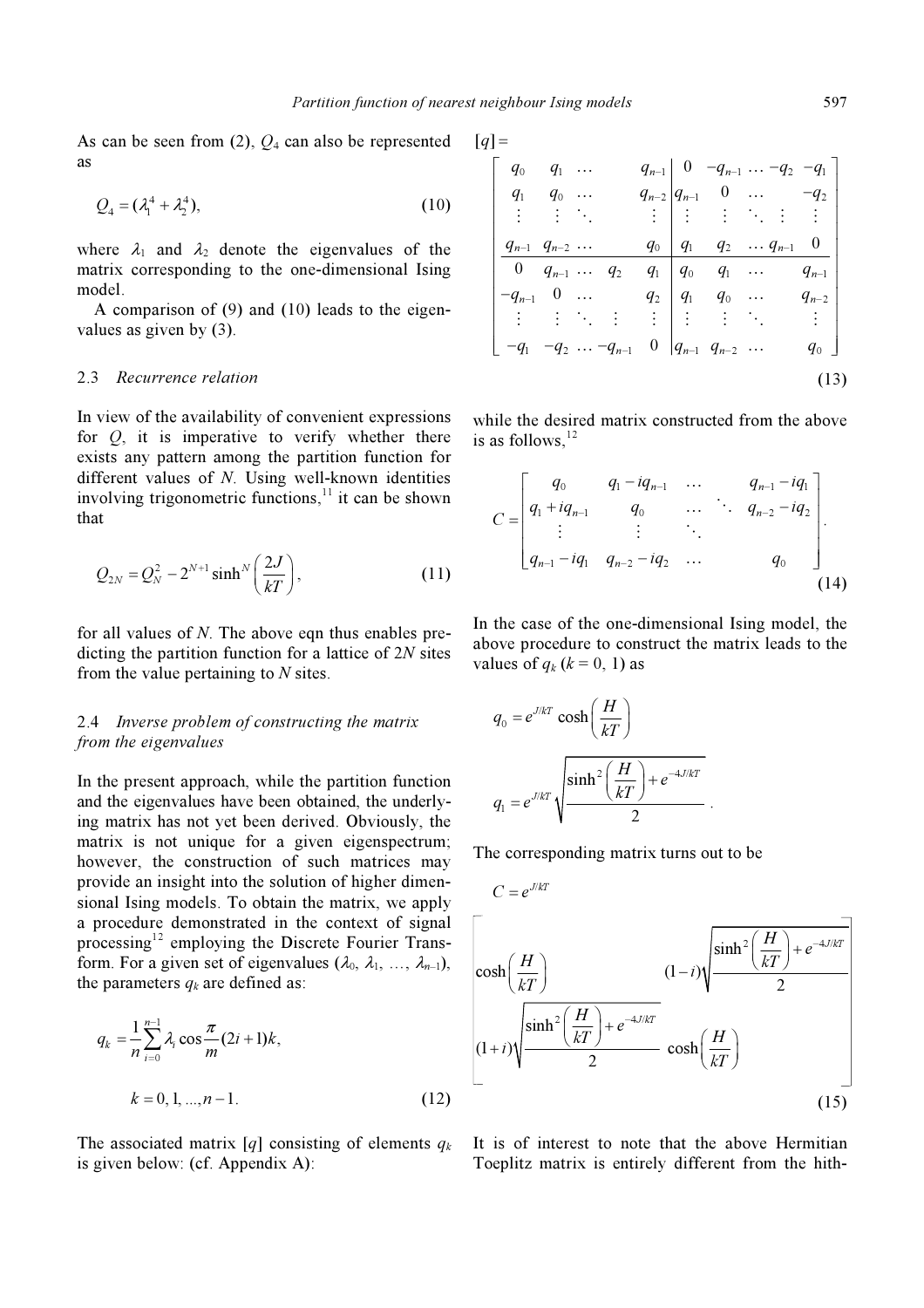As can be seen from (2), $Q_4$ can also be represented as

$$Q_4 = (\lambda_1^4 + \lambda_2^4), \tag{10}$$

where $\lambda_1$ and $\lambda_2$ denote the eigenvalues of the matrix corresponding to the one-dimensional Ising model.

A comparison of (9) and (10) leads to the eigenvalues as given by (3).

### 2.3 *Recurrence relation*

In view of the availability of convenient expressions for $Q$, it is imperative to verify whether there exists any pattern among the partition function for different values of $N$. Using well-known identities involving trigonometric functions,[11] it can be shown that

$$Q_{2N} = Q_N^2 - 2^{N+1}\sinh^N\left(\frac{2J}{kT}\right), \tag{11}$$

for all values of $N$. The above eqn thus enables predicting the partition function for a lattice of $2N$ sites from the value pertaining to $N$ sites.

### 2.4 *Inverse problem of constructing the matrix from the eigenvalues*

In the present approach, while the partition function and the eigenvalues have been obtained, the underlying matrix has not yet been derived. Obviously, the matrix is not unique for a given eigenspectrum; however, the construction of such matrices may provide an insight into the solution of higher dimensional Ising models. To obtain the matrix, we apply a procedure demonstrated in the context of signal processing[12] employing the Discrete Fourier Transform. For a given set of eigenvalues ($\lambda_0, \lambda_1, \ldots, \lambda_{n-1}$), the parameters $q_k$ are defined as:

$$q_k = \frac{1}{n}\sum_{i=0}^{n-1}\lambda_i \cos\frac{\pi}{m}(2i+1)k,$$

$$k = 0, 1, \ldots, n-1. \tag{12}$$

The associated matrix $[q]$ consisting of elements $q_k$ is given below: (cf. Appendix A):

$$[q] = \left[\begin{array}{cccc|cccc}
q_0 & q_1 & \cdots & q_{n-1} & 0 & -q_{n-1} & \cdots -q_2 & -q_1 \\
q_1 & q_0 & \cdots & q_{n-2} & q_{n-1} & 0 & \cdots & -q_2 \\
\vdots & \vdots & \ddots & \vdots & \vdots & \vdots & \ddots\ \vdots & \vdots \\
q_{n-1} & q_{n-2} & \cdots & q_0 & q_1 & q_2 & \cdots q_{n-1} & 0 \\
\hline
0 & q_{n-1} & \cdots & q_2 & q_1 & q_0 & q_1 & \cdots & q_{n-1} \\
-q_{n-1} & 0 & \cdots & q_2 & q_1 & q_0 & \cdots & q_{n-2} \\
\vdots & \vdots & \ddots & \vdots & \vdots & \vdots & \ddots & \vdots \\
-q_1 & -q_2 & \cdots -q_{n-1} & 0 & q_{n-1} & q_{n-2} & \cdots & q_0
\end{array}\right] \tag{13}$$

while the desired matrix constructed from the above is as follows,[12]

$$C = \begin{bmatrix}
q_0 & q_1 - iq_{n-1} & \cdots & q_{n-1} - iq_1 \\
q_1 + iq_{n-1} & q_0 & \cdots \ddots & q_{n-2} - iq_2 \\
\vdots & \vdots & \ddots & \\
q_{n-1} - iq_1 & q_{n-2} - iq_2 & \cdots & q_0
\end{bmatrix}. \tag{14}$$

In the case of the one-dimensional Ising model, the above procedure to construct the matrix leads to the values of $q_k$ ($k = 0, 1$) as

$$q_0 = e^{J/kT}\cosh\left(\frac{H}{kT}\right)$$

$$q_1 = e^{J/kT}\sqrt{\frac{\sinh^2\left(\frac{H}{kT}\right) + e^{-4J/kT}}{2}}.$$

The corresponding matrix turns out to be

$$C = e^{J/kT}\begin{bmatrix}
\cosh\left(\frac{H}{kT}\right) & (1-i)\sqrt{\frac{\sinh^2\left(\frac{H}{kT}\right) + e^{-4J/kT}}{2}} \\
(1+i)\sqrt{\frac{\sinh^2\left(\frac{H}{kT}\right) + e^{-4J/kT}}{2}} & \cosh\left(\frac{H}{kT}\right)
\end{bmatrix} \tag{15}$$

It is of interest to note that the above Hermitian Toeplitz matrix is entirely different from the hith-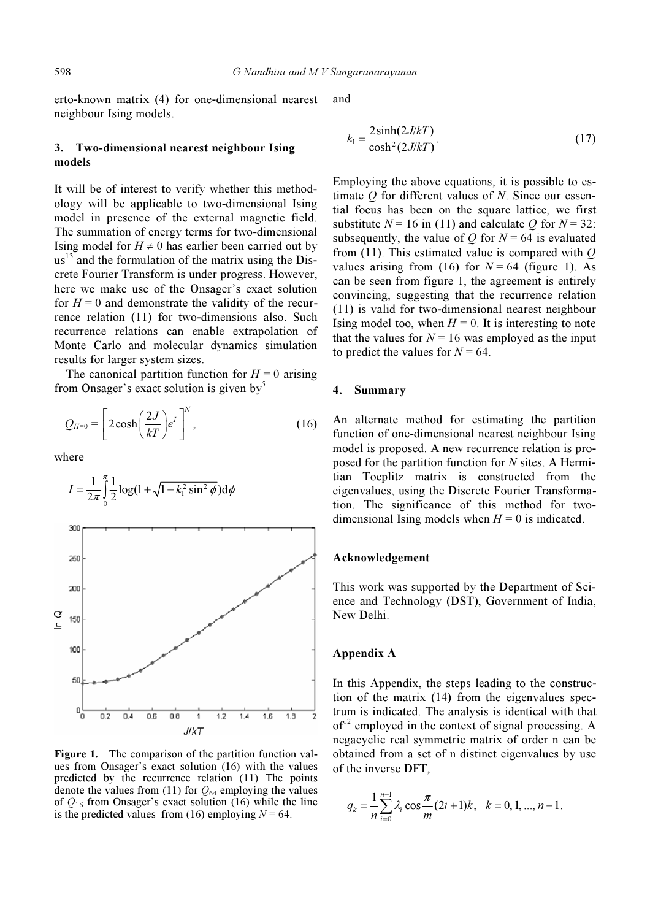erto-known matrix (4) for one-dimensional nearest neighbour Ising models.

## 3. Two-dimensional nearest neighbour Ising models

It will be of interest to verify whether this methodology will be applicable to two-dimensional Ising model in presence of the external magnetic field. The summation of energy terms for two-dimensional Ising model for $H \neq 0$ has earlier been carried out by us[13] and the formulation of the matrix using the Discrete Fourier Transform is under progress. However, here we make use of the Onsager's exact solution for $H = 0$ and demonstrate the validity of the recurrence relation (11) for two-dimensions also. Such recurrence relations can enable extrapolation of Monte Carlo and molecular dynamics simulation results for larger system sizes.

The canonical partition function for $H = 0$ arising from Onsager's exact solution is given by[5]

$$Q_{H=0} = \left[ 2\cosh\left(\frac{2J}{kT}\right) e^{I} \right]^{N}, \tag{16}$$

where

$$I = \frac{1}{2\pi} \int_{0}^{\pi} \frac{1}{2} \log(1 + \sqrt{1 - k_1^2 \sin^2 \phi}) \mathrm{d}\phi$$

and

$$k_1 = \frac{2\sinh(2J/kT)}{\cosh^2(2J/kT)}. \tag{17}$$

Employing the above equations, it is possible to estimate $Q$ for different values of $N$. Since our essential focus has been on the square lattice, we first substitute $N = 16$ in (11) and calculate $Q$ for $N = 32$; subsequently, the value of $Q$ for $N = 64$ is evaluated from (11). This estimated value is compared with $Q$ values arising from (16) for $N = 64$ (figure 1). As can be seen from figure 1, the agreement is entirely convincing, suggesting that the recurrence relation (11) is valid for two-dimensional nearest neighbour Ising model too, when $H = 0$. It is interesting to note that the values for $N = 16$ was employed as the input to predict the values for $N = 64$.

**Figure 1.** The comparison of the partition function values from Onsager's exact solution (16) with the values predicted by the recurrence relation (11) The points denote the values from (11) for $Q_{64}$ employing the values of $Q_{16}$ from Onsager's exact solution (16) while the line is the predicted values from (16) employing $N = 64$.

## 4. Summary

An alternate method for estimating the partition function of one-dimensional nearest neighbour Ising model is proposed. A new recurrence relation is proposed for the partition function for $N$ sites. A Hermitian Toeplitz matrix is constructed from the eigenvalues, using the Discrete Fourier Transformation. The significance of this method for two-dimensional Ising models when $H = 0$ is indicated.

## Acknowledgement

This work was supported by the Department of Science and Technology (DST), Government of India, New Delhi.

## Appendix A

In this Appendix, the steps leading to the construction of the matrix (14) from the eigenvalues spectrum is indicated. The analysis is identical with that of[12] employed in the context of signal processing. A negacyclic real symmetric matrix of order n can be obtained from a set of n distinct eigenvalues by use of the inverse DFT,

$$q_k = \frac{1}{n} \sum_{i=0}^{n-1} \lambda_i \cos \frac{\pi}{m} (2i+1)k, \quad k = 0, 1, \ldots, n-1.$$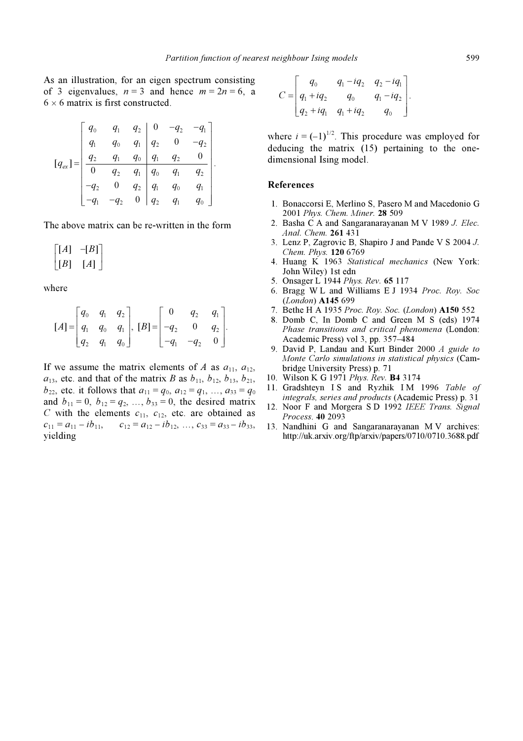As an illustration, for an eigen spectrum consisting of 3 eigenvalues, $n = 3$ and hence $m = 2n = 6$, a $6 \times 6$ matrix is first constructed.

$$
[q_{ex}] = \left[\begin{array}{ccc|ccc}
q_0 & q_1 & q_2 & 0 & -q_2 & -q_1 \\
q_1 & q_0 & q_1 & q_2 & 0 & -q_2 \\
q_2 & q_1 & q_0 & q_1 & q_2 & 0 \\
\hline
0 & q_2 & q_1 & q_0 & q_1 & q_2 \\
-q_2 & 0 & q_2 & q_1 & q_0 & q_1 \\
-q_1 & -q_2 & 0 & q_2 & q_1 & q_0
\end{array}\right].
$$

The above matrix can be re-written in the form

$$
\begin{bmatrix} [A] & -[B] \\ [B] & [A] \end{bmatrix}
$$

where

$$
[A] = \begin{bmatrix} q_0 & q_1 & q_2 \\ q_1 & q_0 & q_1 \\ q_2 & q_1 & q_0 \end{bmatrix}, \quad [B] = \begin{bmatrix} 0 & q_2 & q_1 \\ -q_2 & 0 & q_2 \\ -q_1 & -q_2 & 0 \end{bmatrix}.
$$

If we assume the matrix elements of $A$ as $a_{11}$, $a_{12}$, $a_{13}$, etc. and that of the matrix $B$ as $b_{11}$, $b_{12}$, $b_{13}$, $b_{21}$, $b_{22}$, etc. it follows that $a_{11} = q_0$, $a_{12} = q_1$, …, $a_{33} = q_0$ and $b_{11} = 0$, $b_{12} = q_2$, …, $b_{33} = 0$, the desired matrix $C$ with the elements $c_{11}$, $c_{12}$, etc. are obtained as $c_{11} = a_{11} - ib_{11}$, $c_{12} = a_{12} - ib_{12}$, …, $c_{33} = a_{33} - ib_{33}$, yielding

$$
C = \begin{bmatrix} q_0 & q_1 - iq_2 & q_2 - iq_1 \\ q_1 + iq_2 & q_0 & q_1 - iq_2 \\ q_2 + iq_1 & q_1 + iq_2 & q_0 \end{bmatrix}.
$$

where $i = (-1)^{1/2}$. This procedure was employed for deducing the matrix (15) pertaining to the one-dimensional Ising model.

## References

1. Bonaccorsi E, Merlino S, Pasero M and Macedonio G 2001 *Phys. Chem. Miner.* **28** 509
2. Basha C A and Sangaranarayanan M V 1989 *J. Elec. Anal. Chem.* **261** 431
3. Lenz P, Zagrovic B, Shapiro J and Pande V S 2004 *J. Chem. Phys.* **120** 6769
4. Huang K 1963 *Statistical mechanics* (New York: John Wiley) 1st edn
5. Onsager L 1944 *Phys. Rev.* **65** 117
6. Bragg W L and Williams E J 1934 *Proc. Roy. Soc* (*London*) **A145** 699
7. Bethe H A 1935 *Proc. Roy. Soc.* (*London*) **A150** 552
8. Domb C, In Domb C and Green M S (eds) 1974 *Phase transitions and critical phenomena* (London: Academic Press) vol 3, pp. 357–484
9. David P, Landau and Kurt Binder 2000 *A guide to Monte Carlo simulations in statistical physics* (Cambridge University Press) p. 71
10. Wilson K G 1971 *Phys. Rev.* **B4** 3174
11. Gradshteyn I S and Ryzhik I M 1996 *Table of integrals, series and products* (Academic Press) p. 31
12. Noor F and Morgera S D 1992 *IEEE Trans. Signal Process.* **40** 2093
13. Nandhini G and Sangaranarayanan M V archives: http://uk.arxiv.org/ftp/arxiv/papers/0710/0710.3688.pdf